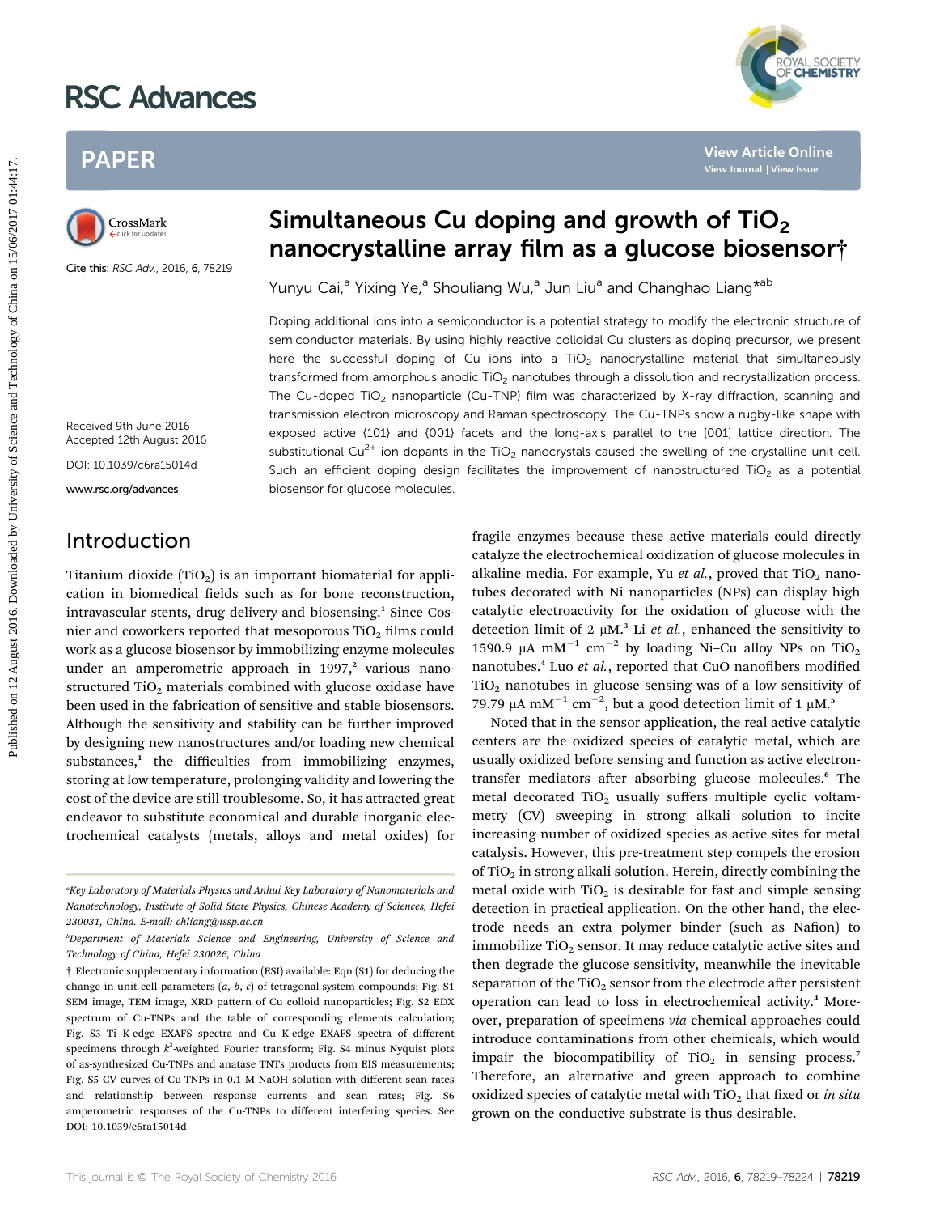# Simultaneous Cu doping and growth of $TiO_2$ nanocrystalline array film as a glucose biosensor†

Cite this: *RSC Adv.*, 2016, **6**, 78219

Yunyu Cai,[a] Yixing Ye,[a] Shouliang Wu,[a] Jun Liu[a] and Changhao Liang*[ab]

Received 9th June 2016
Accepted 12th August 2016

DOI: 10.1039/c6ra15014d

www.rsc.org/advances

Doping additional ions into a semiconductor is a potential strategy to modify the electronic structure of semiconductor materials. By using highly reactive colloidal Cu clusters as doping precursor, we present here the successful doping of Cu ions into a $TiO_2$ nanocrystalline material that simultaneously transformed from amorphous anodic $TiO_2$ nanotubes through a dissolution and recrystallization process. The Cu-doped $TiO_2$ nanoparticle (Cu-TNP) film was characterized by X-ray diffraction, scanning and transmission electron microscopy and Raman spectroscopy. The Cu-TNPs show a rugby-like shape with exposed active {101} and {001} facets and the long-axis parallel to the [001] lattice direction. The substitutional $Cu^{2+}$ ion dopants in the $TiO_2$ nanocrystals caused the swelling of the crystalline unit cell. Such an efficient doping design facilitates the improvement of nanostructured $TiO_2$ as a potential biosensor for glucose molecules.

## Introduction

Titanium dioxide ($TiO_2$) is an important biomaterial for application in biomedical fields such as for bone reconstruction, intravascular stents, drug delivery and biosensing.[1] Since Cosnier and coworkers reported that mesoporous $TiO_2$ films could work as a glucose biosensor by immobilizing enzyme molecules under an amperometric approach in 1997,[2] various nanostructured $TiO_2$ materials combined with glucose oxidase have been used in the fabrication of sensitive and stable biosensors. Although the sensitivity and stability can be further improved by designing new nanostructures and/or loading new chemical substances,[1] the difficulties from immobilizing enzymes, storing at low temperature, prolonging validity and lowering the cost of the device are still troublesome. So, it has attracted great endeavor to substitute economical and durable inorganic electrochemical catalysts (metals, alloys and metal oxides) for fragile enzymes because these active materials could directly catalyze the electrochemical oxidization of glucose molecules in alkaline media. For example, Yu *et al.*, proved that $TiO_2$ nanotubes decorated with Ni nanoparticles (NPs) can display high catalytic electroactivity for the oxidation of glucose with the detection limit of 2 μM.[3] Li *et al.*, enhanced the sensitivity to 1590.9 μA $mM^{-1}$ $cm^{-2}$ by loading Ni–Cu alloy NPs on $TiO_2$ nanotubes.[4] Luo *et al.*, reported that CuO nanofibers modified $TiO_2$ nanotubes in glucose sensing was of a low sensitivity of 79.79 μA $mM^{-1}$ $cm^{-2}$, but a good detection limit of 1 μM.[5]

Noted that in the sensor application, the real active catalytic centers are the oxidized species of catalytic metal, which are usually oxidized before sensing and function as active electron-transfer mediators after absorbing glucose molecules.[6] The metal decorated $TiO_2$ usually suffers multiple cyclic voltammetry (CV) sweeping in strong alkali solution to incite increasing number of oxidized species as active sites for metal catalysis. However, this pre-treatment step compels the erosion of $TiO_2$ in strong alkali solution. Herein, directly combining the metal oxide with $TiO_2$ is desirable for fast and simple sensing detection in practical application. On the other hand, the electrode needs an extra polymer binder (such as Nafion) to immobilize $TiO_2$ sensor. It may reduce catalytic active sites and then degrade the glucose sensitivity, meanwhile the inevitable separation of the $TiO_2$ sensor from the electrode after persistent operation can lead to loss in electrochemical activity.[4] Moreover, preparation of specimens *via* chemical approaches could introduce contaminations from other chemicals, which would impair the biocompatibility of $TiO_2$ in sensing process.[7] Therefore, an alternative and green approach to combine oxidized species of catalytic metal with $TiO_2$ that fixed or *in situ* grown on the conductive substrate is thus desirable.

---

[a] Key Laboratory of Materials Physics and Anhui Key Laboratory of Nanomaterials and Nanotechnology, Institute of Solid State Physics, Chinese Academy of Sciences, Hefei 230031, China. E-mail: chliang@issp.ac.cn

[b] Department of Materials Science and Engineering, University of Science and Technology of China, Hefei 230026, China

† Electronic supplementary information (ESI) available: Eqn (S1) for deducing the change in unit cell parameters ($a$, $b$, $c$) of tetragonal-system compounds; Fig. S1 SEM image, TEM image, XRD pattern of Cu colloid nanoparticles; Fig. S2 EDX spectrum of Cu-TNPs and the table of corresponding elements calculation; Fig. S3 Ti K-edge EXAFS spectra and Cu K-edge EXAFS spectra of different specimens through $k^3$-weighted Fourier transform; Fig. S4 minus Nyquist plots of as-synthesized Cu-TNPs and anatase TNTs products from EIS measurements; Fig. S5 CV curves of Cu-TNPs in 0.1 M NaOH solution with different scan rates and relationship between response currents and scan rates; Fig. S6 amperometric responses of the Cu-TNPs to different interfering species. See DOI: 10.1039/c6ra15014d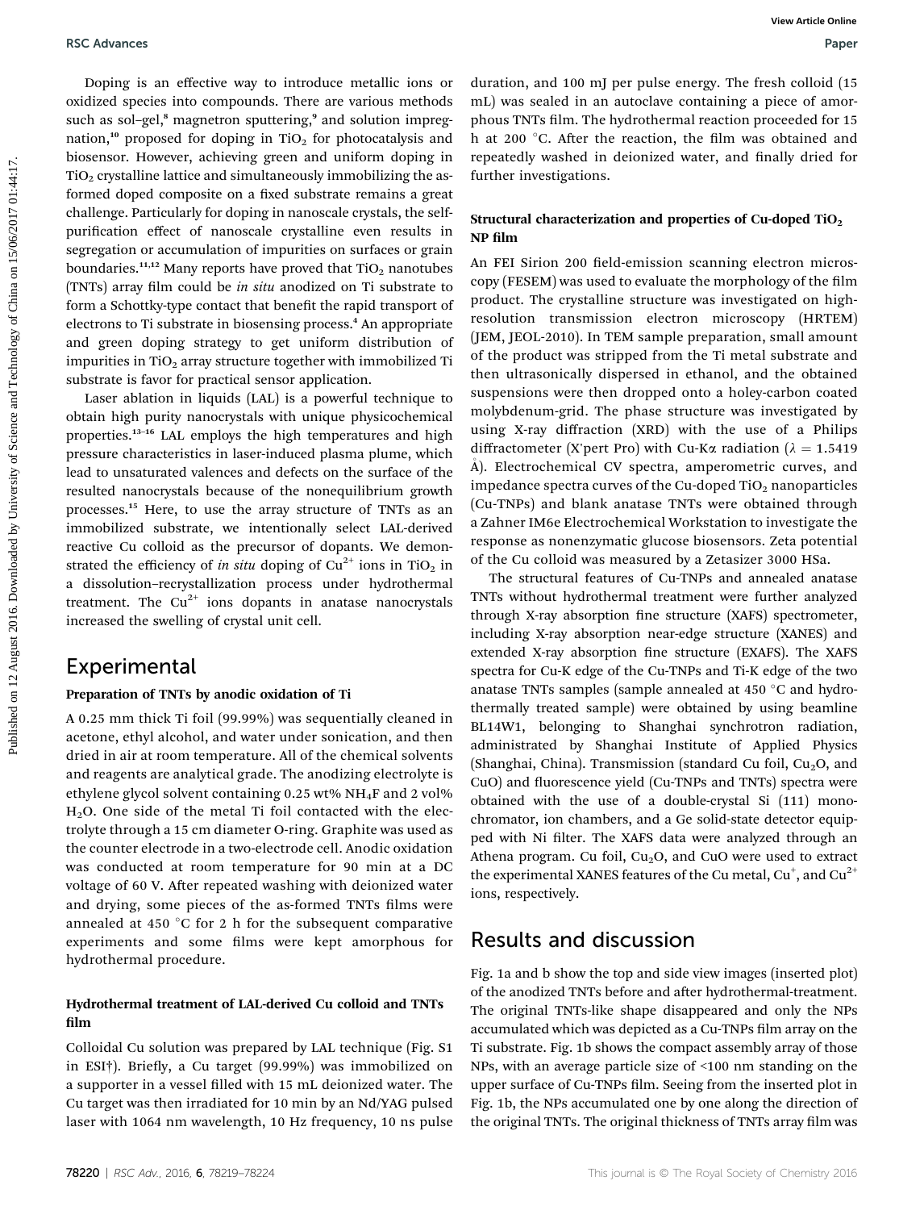Doping is an effective way to introduce metallic ions or oxidized species into compounds. There are various methods such as sol–gel,[8] magnetron sputtering,[9] and solution impregnation,[10] proposed for doping in $TiO_2$ for photocatalysis and biosensor. However, achieving green and uniform doping in $TiO_2$ crystalline lattice and simultaneously immobilizing the as-formed doped composite on a fixed substrate remains a great challenge. Particularly for doping in nanoscale crystals, the self-purification effect of nanoscale crystalline even results in segregation or accumulation of impurities on surfaces or grain boundaries.[11,12] Many reports have proved that $TiO_2$ nanotubes (TNTs) array film could be *in situ* anodized on Ti substrate to form a Schottky-type contact that benefit the rapid transport of electrons to Ti substrate in biosensing process.[4] An appropriate and green doping strategy to get uniform distribution of impurities in $TiO_2$ array structure together with immobilized Ti substrate is favor for practical sensor application.

Laser ablation in liquids (LAL) is a powerful technique to obtain high purity nanocrystals with unique physicochemical properties.[13–16] LAL employs the high temperatures and high pressure characteristics in laser-induced plasma plume, which lead to unsaturated valences and defects on the surface of the resulted nanocrystals because of the nonequilibrium growth processes.[15] Here, to use the array structure of TNTs as an immobilized substrate, we intentionally select LAL-derived reactive Cu colloid as the precursor of dopants. We demonstrated the efficiency of *in situ* doping of $Cu^{2+}$ ions in $TiO_2$ in a dissolution–recrystallization process under hydrothermal treatment. The $Cu^{2+}$ ions dopants in anatase nanocrystals increased the swelling of crystal unit cell.

## Experimental

### Preparation of TNTs by anodic oxidation of Ti

A 0.25 mm thick Ti foil (99.99%) was sequentially cleaned in acetone, ethyl alcohol, and water under sonication, and then dried in air at room temperature. All of the chemical solvents and reagents are analytical grade. The anodizing electrolyte is ethylene glycol solvent containing 0.25 wt% $NH_4F$ and 2 vol% $H_2O$. One side of the metal Ti foil contacted with the electrolyte through a 15 cm diameter O-ring. Graphite was used as the counter electrode in a two-electrode cell. Anodic oxidation was conducted at room temperature for 90 min at a DC voltage of 60 V. After repeated washing with deionized water and drying, some pieces of the as-formed TNTs films were annealed at 450 °C for 2 h for the subsequent comparative experiments and some films were kept amorphous for hydrothermal procedure.

### Hydrothermal treatment of LAL-derived Cu colloid and TNTs film

Colloidal Cu solution was prepared by LAL technique (Fig. S1 in ESI†). Briefly, a Cu target (99.99%) was immobilized on a supporter in a vessel filled with 15 mL deionized water. The Cu target was then irradiated for 10 min by an Nd/YAG pulsed laser with 1064 nm wavelength, 10 Hz frequency, 10 ns pulse duration, and 100 mJ per pulse energy. The fresh colloid (15 mL) was sealed in an autoclave containing a piece of amorphous TNTs film. The hydrothermal reaction proceeded for 15 h at 200 °C. After the reaction, the film was obtained and repeatedly washed in deionized water, and finally dried for further investigations.

### Structural characterization and properties of Cu-doped $TiO_2$ NP film

An FEI Sirion 200 field-emission scanning electron microscopy (FESEM) was used to evaluate the morphology of the film product. The crystalline structure was investigated on high-resolution transmission electron microscopy (HRTEM) (JEM, JEOL-2010). In TEM sample preparation, small amount of the product was stripped from the Ti metal substrate and then ultrasonically dispersed in ethanol, and the obtained suspensions were then dropped onto a holey-carbon coated molybdenum-grid. The phase structure was investigated by using X-ray diffraction (XRD) with the use of a Philips diffractometer (X'pert Pro) with Cu-Kα radiation ($\lambda = 1.5419$ Å). Electrochemical CV spectra, amperometric curves, and impedance spectra curves of the Cu-doped $TiO_2$ nanoparticles (Cu-TNPs) and blank anatase TNTs were obtained through a Zahner IM6e Electrochemical Workstation to investigate the response as nonenzymatic glucose biosensors. Zeta potential of the Cu colloid was measured by a Zetasizer 3000 HSa.

The structural features of Cu-TNPs and annealed anatase TNTs without hydrothermal treatment were further analyzed through X-ray absorption fine structure (XAFS) spectrometer, including X-ray absorption near-edge structure (XANES) and extended X-ray absorption fine structure (EXAFS). The XAFS spectra for Cu-K edge of the Cu-TNPs and Ti-K edge of the two anatase TNTs samples (sample annealed at 450 °C and hydrothermally treated sample) were obtained by using beamline BL14W1, belonging to Shanghai synchrotron radiation, administrated by Shanghai Institute of Applied Physics (Shanghai, China). Transmission (standard Cu foil, $Cu_2O$, and CuO) and fluorescence yield (Cu-TNPs and TNTs) spectra were obtained with the use of a double-crystal Si (111) monochromator, ion chambers, and a Ge solid-state detector equipped with Ni filter. The XAFS data were analyzed through an Athena program. Cu foil, $Cu_2O$, and CuO were used to extract the experimental XANES features of the Cu metal, $Cu^+$, and $Cu^{2+}$ ions, respectively.

## Results and discussion

Fig. 1a and b show the top and side view images (inserted plot) of the anodized TNTs before and after hydrothermal-treatment. The original TNTs-like shape disappeared and only the NPs accumulated which was depicted as a Cu-TNPs film array on the Ti substrate. Fig. 1b shows the compact assembly array of those NPs, with an average particle size of <100 nm standing on the upper surface of Cu-TNPs film. Seeing from the inserted plot in Fig. 1b, the NPs accumulated one by one along the direction of the original TNTs. The original thickness of TNTs array film was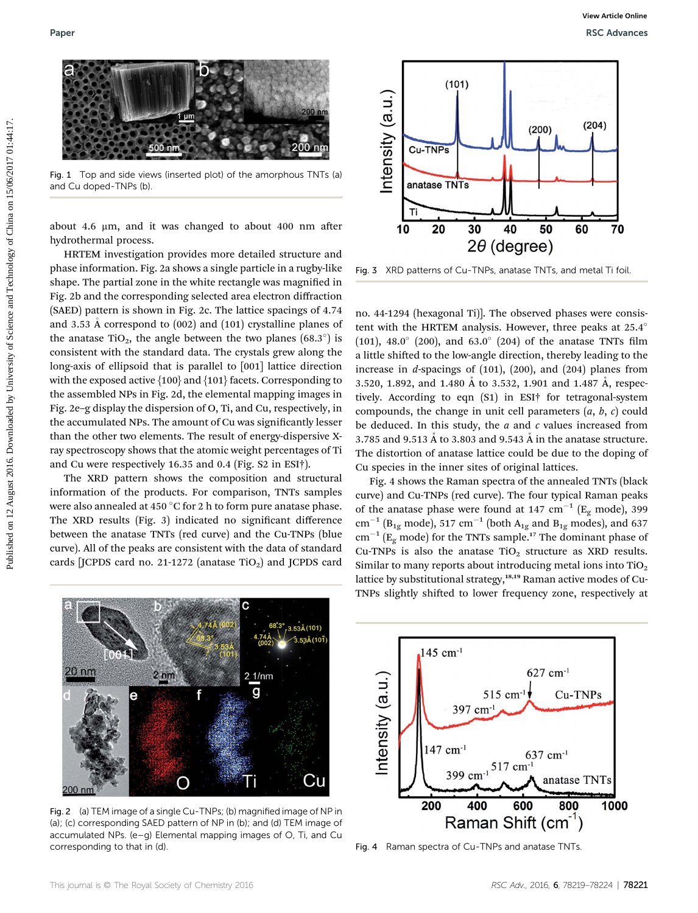Fig. 1 Top and side views (inserted plot) of the amorphous TNTs (a) and Cu doped-TNPs (b).

about 4.6 μm, and it was changed to about 400 nm after hydrothermal process.

HRTEM investigation provides more detailed structure and phase information. Fig. 2a shows a single particle in a rugby-like shape. The partial zone in the white rectangle was magnified in Fig. 2b and the corresponding selected area electron diffraction (SAED) pattern is shown in Fig. 2c. The lattice spacings of 4.74 and 3.53 Å correspond to (002) and (101) crystalline planes of the anatase $TiO_2$, the angle between the two planes (68.3°) is consistent with the standard data. The crystals grew along the long-axis of ellipsoid that is parallel to [001] lattice direction with the exposed active {100} and {101} facets. Corresponding to the assembled NPs in Fig. 2d, the elemental mapping images in Fig. 2e–g display the dispersion of O, Ti, and Cu, respectively, in the accumulated NPs. The amount of Cu was significantly lesser than the other two elements. The result of energy-dispersive X-ray spectroscopy shows that the atomic weight percentages of Ti and Cu were respectively 16.35 and 0.4 (Fig. S2 in ESI†).

The XRD pattern shows the composition and structural information of the products. For comparison, TNTs samples were also annealed at 450 °C for 2 h to form pure anatase phase. The XRD results (Fig. 3) indicated no significant difference between the anatase TNTs (red curve) and the Cu-TNPs (blue curve). All of the peaks are consistent with the data of standard cards [JCPDS card no. 21-1272 (anatase $TiO_2$) and JCPDS card no. 44-1294 (hexagonal Ti)]. The observed phases were consistent with the HRTEM analysis. However, three peaks at 25.4° (101), 48.0° (200), and 63.0° (204) of the anatase TNTs film a little shifted to the low-angle direction, thereby leading to the increase in *d*-spacings of (101), (200), and (204) planes from 3.520, 1.892, and 1.480 Å to 3.532, 1.901 and 1.487 Å, respectively. According to eqn (S1) in ESI† for tetragonal-system compounds, the change in unit cell parameters ($a$, $b$, $c$) could be deduced. In this study, the $a$ and $c$ values increased from 3.785 and 9.513 Å to 3.803 and 9.543 Å in the anatase structure. The distortion of anatase lattice could be due to the doping of Cu species in the inner sites of original lattices.

Fig. 2 (a) TEM image of a single Cu-TNPs; (b) magnified image of NP in (a); (c) corresponding SAED pattern of NP in (b); and (d) TEM image of accumulated NPs. (e–g) Elemental mapping images of O, Ti, and Cu corresponding to that in (d).

Fig. 3 XRD patterns of Cu-TNPs, anatase TNTs, and metal Ti foil.

Fig. 4 shows the Raman spectra of the annealed TNTs (black curve) and Cu-TNPs (red curve). The four typical Raman peaks of the anatase phase were found at 147 $cm^{-1}$ ($E_g$ mode), 399 $cm^{-1}$ ($B_{1g}$ mode), 517 $cm^{-1}$ (both $A_{1g}$ and $B_{1g}$ modes), and 637 $cm^{-1}$ ($E_g$ mode) for the TNTs sample.[17] The dominant phase of Cu-TNPs is also the anatase $TiO_2$ structure as XRD results. Similar to many reports about introducing metal ions into $TiO_2$ lattice by substitutional strategy,[18,19] Raman active modes of Cu-TNPs slightly shifted to lower frequency zone, respectively at

Fig. 4 Raman spectra of Cu-TNPs and anatase TNTs.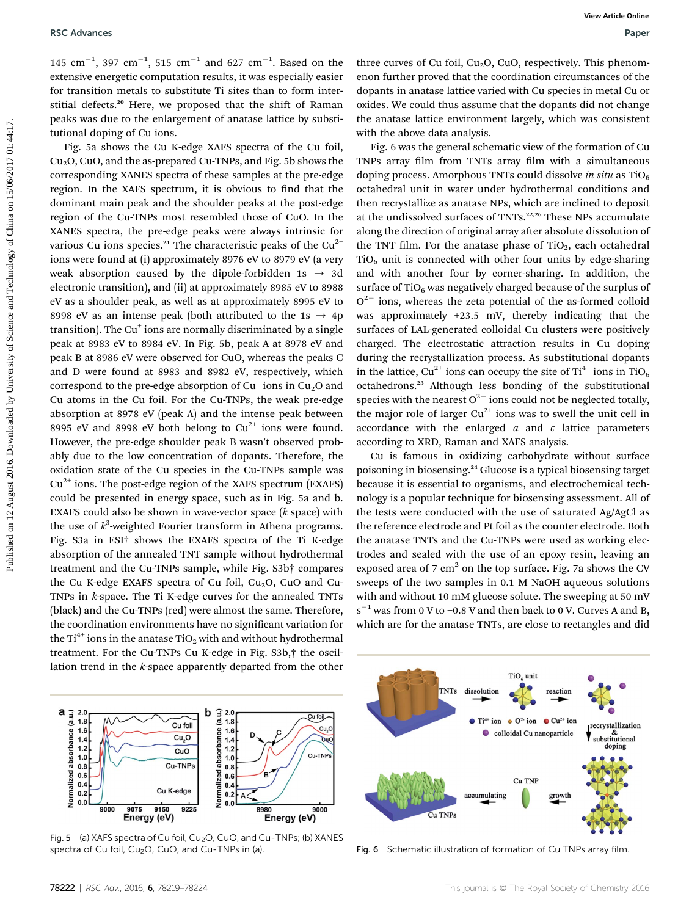145 cm$^{-1}$, 397 cm$^{-1}$, 515 cm$^{-1}$ and 627 cm$^{-1}$. Based on the extensive energetic computation results, it was especially easier for transition metals to substitute Ti sites than to form interstitial defects.[20] Here, we proposed that the shift of Raman peaks was due to the enlargement of anatase lattice by substitutional doping of Cu ions.

Fig. 5a shows the Cu K-edge XAFS spectra of the Cu foil, $Cu_2O$, CuO, and the as-prepared Cu-TNPs, and Fig. 5b shows the corresponding XANES spectra of these samples at the pre-edge region. In the XAFS spectrum, it is obvious to find that the dominant main peak and the shoulder peaks at the post-edge region of the Cu-TNPs most resembled those of CuO. In the XANES spectra, the pre-edge peaks were always intrinsic for various Cu ions species.[21] The characteristic peaks of the $Cu^{2+}$ ions were found at (i) approximately 8976 eV to 8979 eV (a very weak absorption caused by the dipole-forbidden 1s → 3d electronic transition), and (ii) at approximately 8985 eV to 8988 eV as a shoulder peak, as well as at approximately 8995 eV to 8998 eV as an intense peak (both attributed to the 1s → 4p transition). The $Cu^{+}$ ions are normally discriminated by a single peak at 8983 eV to 8984 eV. In Fig. 5b, peak A at 8978 eV and peak B at 8986 eV were observed for CuO, whereas the peaks C and D were found at 8983 and 8982 eV, respectively, which correspond to the pre-edge absorption of $Cu^{+}$ ions in $Cu_2O$ and Cu atoms in the Cu foil. For the Cu-TNPs, the weak pre-edge absorption at 8978 eV (peak A) and the intense peak between 8995 eV and 8998 eV both belong to $Cu^{2+}$ ions were found. However, the pre-edge shoulder peak B wasn't observed probably due to the low concentration of dopants. Therefore, the oxidation state of the Cu species in the Cu-TNPs sample was $Cu^{2+}$ ions. The post-edge region of the XAFS spectrum (EXAFS) could be presented in energy space, such as in Fig. 5a and b. EXAFS could also be shown in wave-vector space ($k$ space) with the use of $k^3$-weighted Fourier transform in Athena programs. Fig. S3a in ESI† shows the EXAFS spectra of the Ti K-edge absorption of the annealed TNT sample without hydrothermal treatment and the Cu-TNPs sample, while Fig. S3b† compares the Cu K-edge EXAFS spectra of Cu foil, $Cu_2O$, CuO and Cu-TNPs in $k$-space. The Ti K-edge curves for the annealed TNTs (black) and the Cu-TNPs (red) were almost the same. Therefore, the coordination environments have no significant variation for the $Ti^{4+}$ ions in the anatase $TiO_2$ with and without hydrothermal treatment. For the Cu-TNPs Cu K-edge in Fig. S3b,† the oscillation trend in the $k$-space apparently departed from the other three curves of Cu foil, $Cu_2O$, CuO, respectively. This phenomenon further proved that the coordination circumstances of the dopants in anatase lattice varied with Cu species in metal Cu or oxides. We could thus assume that the dopants did not change the anatase lattice environment largely, which was consistent with the above data analysis.

Fig. 5 (a) XAFS spectra of Cu foil, $Cu_2O$, CuO, and Cu-TNPs; (b) XANES spectra of Cu foil, $Cu_2O$, CuO, and Cu-TNPs in (a).

Fig. 6 was the general schematic view of the formation of Cu TNPs array film from TNTs array film with a simultaneous doping process. Amorphous TNTs could dissolve *in situ* as $TiO_6$ octahedral unit in water under hydrothermal conditions and then recrystallize as anatase NPs, which are inclined to deposit at the undissolved surfaces of TNTs.[22,26] These NPs accumulate along the direction of original array after absolute dissolution of the TNT film. For the anatase phase of $TiO_2$, each octahedral $TiO_6$ unit is connected with other four units by edge-sharing and with another four by corner-sharing. In addition, the surface of $TiO_6$ was negatively charged because of the surplus of $O^{2-}$ ions, whereas the zeta potential of the as-formed colloid was approximately +23.5 mV, thereby indicating that the surfaces of LAL-generated colloidal Cu clusters were positively charged. The electrostatic attraction results in Cu doping during the recrystallization process. As substitutional dopants in the lattice, $Cu^{2+}$ ions can occupy the site of $Ti^{4+}$ ions in $TiO_6$ octahedrons.[23] Although less bonding of the substitutional species with the nearest $O^{2-}$ ions could not be neglected totally, the major role of larger $Cu^{2+}$ ions was to swell the unit cell in accordance with the enlarged $a$ and $c$ lattice parameters according to XRD, Raman and XAFS analysis.

Cu is famous in oxidizing carbohydrate without surface poisoning in biosensing.[24] Glucose is a typical biosensing target because it is essential to organisms, and electrochemical technology is a popular technique for biosensing assessment. All of the tests were conducted with the use of saturated Ag/AgCl as the reference electrode and Pt foil as the counter electrode. Both the anatase TNTs and the Cu-TNPs were used as working electrodes and sealed with the use of an epoxy resin, leaving an exposed area of 7 cm$^2$ on the top surface. Fig. 7a shows the CV sweeps of the two samples in 0.1 M NaOH aqueous solutions with and without 10 mM glucose solute. The sweeping at 50 mV s$^{-1}$ was from 0 V to +0.8 V and then back to 0 V. Curves A and B, which are for the anatase TNTs, are close to rectangles and did

Fig. 6 Schematic illustration of formation of Cu TNPs array film.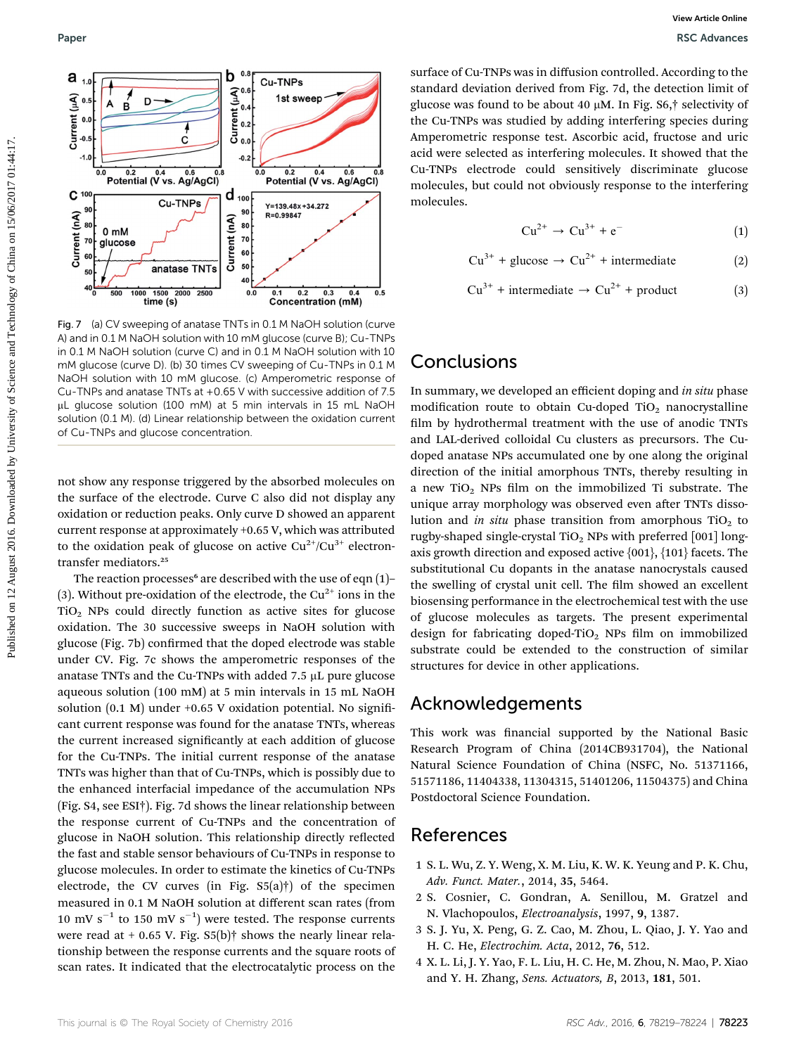Fig. 7 (a) CV sweeping of anatase TNTs in 0.1 M NaOH solution (curve A) and in 0.1 M NaOH solution with 10 mM glucose (curve B); Cu-TNPs in 0.1 M NaOH solution (curve C) and in 0.1 M NaOH solution with 10 mM glucose (curve D). (b) 30 times CV sweeping of Cu-TNPs in 0.1 M NaOH solution with 10 mM glucose. (c) Amperometric response of Cu-TNPs and anatase TNTs at +0.65 V with successive addition of 7.5 μL glucose solution (100 mM) at 5 min intervals in 15 mL NaOH solution (0.1 M). (d) Linear relationship between the oxidation current of Cu-TNPs and glucose concentration.

not show any response triggered by the absorbed molecules on the surface of the electrode. Curve C also did not display any oxidation or reduction peaks. Only curve D showed an apparent current response at approximately +0.65 V, which was attributed to the oxidation peak of glucose on active $Cu^{2+}/Cu^{3+}$ electron-transfer mediators.[25]

The reaction processes[6] are described with the use of eqn (1)–(3). Without pre-oxidation of the electrode, the $Cu^{2+}$ ions in the $TiO_2$ NPs could directly function as active sites for glucose oxidation. The 30 successive sweeps in NaOH solution with glucose (Fig. 7b) confirmed that the doped electrode was stable under CV. Fig. 7c shows the amperometric responses of the anatase TNTs and the Cu-TNPs with added 7.5 μL pure glucose aqueous solution (100 mM) at 5 min intervals in 15 mL NaOH solution (0.1 M) under +0.65 V oxidation potential. No significant current response was found for the anatase TNTs, whereas the current increased significantly at each addition of glucose for the Cu-TNPs. The initial current response of the anatase TNTs was higher than that of Cu-TNPs, which is possibly due to the enhanced interfacial impedance of the accumulation NPs (Fig. S4, see ESI†). Fig. 7d shows the linear relationship between the response current of Cu-TNPs and the concentration of glucose in NaOH solution. This relationship directly reflected the fast and stable sensor behaviours of Cu-TNPs in response to glucose molecules. In order to estimate the kinetics of Cu-TNPs electrode, the CV curves (in Fig. S5(a)†) of the specimen measured in 0.1 M NaOH solution at different scan rates (from 10 mV $s^{-1}$ to 150 mV $s^{-1}$) were tested. The response currents were read at + 0.65 V. Fig. S5(b)† shows the nearly linear relationship between the response currents and the square roots of scan rates. It indicated that the electrocatalytic process on the surface of Cu-TNPs was in diffusion controlled. According to the standard deviation derived from Fig. 7d, the detection limit of glucose was found to be about 40 μM. In Fig. S6,† selectivity of the Cu-TNPs was studied by adding interfering species during Amperometric response test. Ascorbic acid, fructose and uric acid were selected as interfering molecules. It showed that the Cu-TNPs electrode could sensitively discriminate glucose molecules, but could not obviously response to the interfering molecules.

$$Cu^{2+} \rightarrow Cu^{3+} + e^- \quad (1)$$

$$Cu^{3+} + \text{glucose} \rightarrow Cu^{2+} + \text{intermediate} \quad (2)$$

$$Cu^{3+} + \text{intermediate} \rightarrow Cu^{2+} + \text{product} \quad (3)$$

## Conclusions

In summary, we developed an efficient doping and *in situ* phase modification route to obtain Cu-doped $TiO_2$ nanocrystalline film by hydrothermal treatment with the use of anodic TNTs and LAL-derived colloidal Cu clusters as precursors. The Cu-doped anatase NPs accumulated one by one along the original direction of the initial amorphous TNTs, thereby resulting in a new $TiO_2$ NPs film on the immobilized Ti substrate. The unique array morphology was observed even after TNTs dissolution and *in situ* phase transition from amorphous $TiO_2$ to rugby-shaped single-crystal $TiO_2$ NPs with preferred [001] long-axis growth direction and exposed active {001}, {101} facets. The substitutional Cu dopants in the anatase nanocrystals caused the swelling of crystal unit cell. The film showed an excellent biosensing performance in the electrochemical test with the use of glucose molecules as targets. The present experimental design for fabricating doped-$TiO_2$ NPs film on immobilized substrate could be extended to the construction of similar structures for device in other applications.

## Acknowledgements

This work was financial supported by the National Basic Research Program of China (2014CB931704), the National Natural Science Foundation of China (NSFC, No. 51371166, 51571186, 11404338, 11304315, 51401206, 11504375) and China Postdoctoral Science Foundation.

## References

1 S. L. Wu, Z. Y. Weng, X. M. Liu, K. W. K. Yeung and P. K. Chu, *Adv. Funct. Mater.*, 2014, **35**, 5464.
2 S. Cosnier, C. Gondran, A. Senillou, M. Gratzel and N. Vlachopoulos, *Electroanalysis*, 1997, **9**, 1387.
3 S. J. Yu, X. Peng, G. Z. Cao, M. Zhou, L. Qiao, J. Y. Yao and H. C. He, *Electrochim. Acta*, 2012, **76**, 512.
4 X. L. Li, J. Y. Yao, F. L. Liu, H. C. He, M. Zhou, N. Mao, P. Xiao and Y. H. Zhang, *Sens. Actuators, B*, 2013, **181**, 501.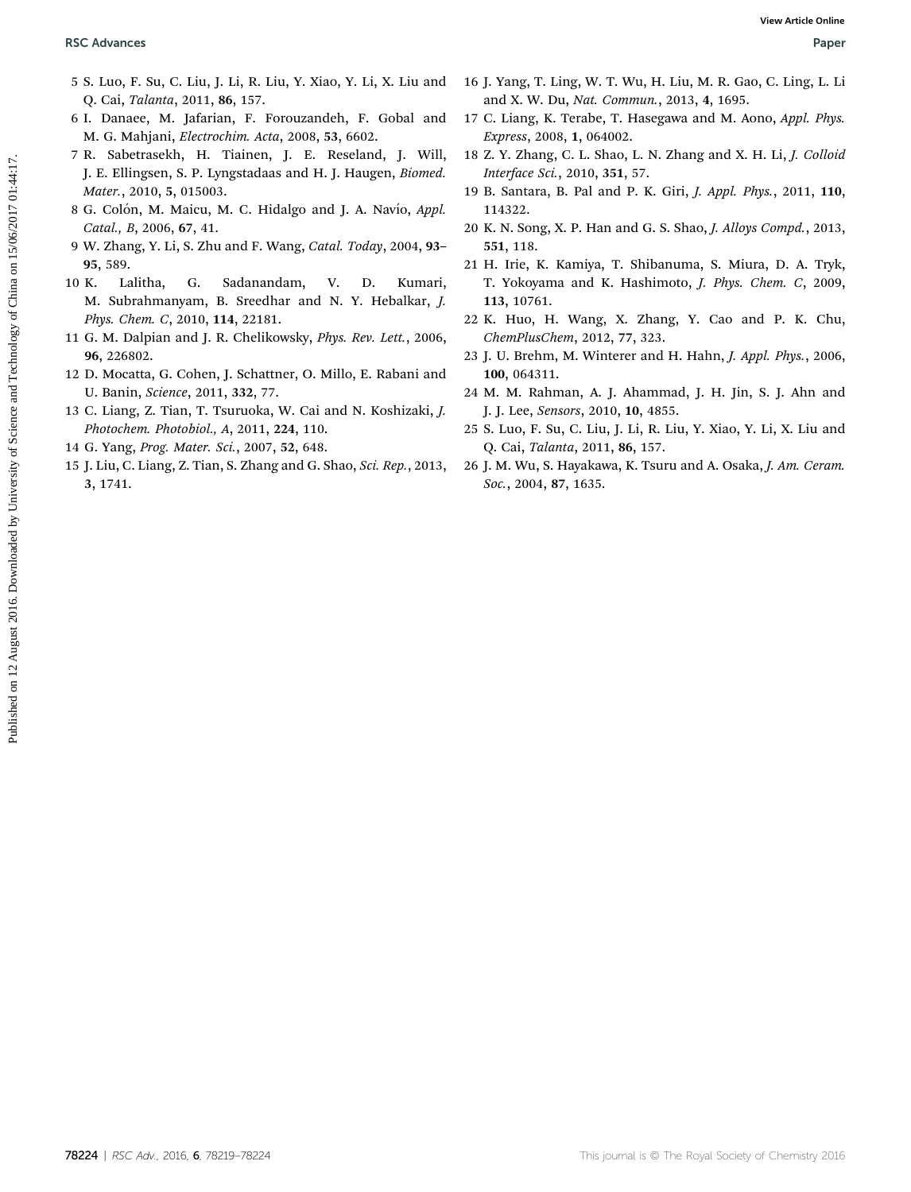5 S. Luo, F. Su, C. Liu, J. Li, R. Liu, Y. Xiao, Y. Li, X. Liu and Q. Cai, *Talanta*, 2011, **86**, 157.

6 I. Danaee, M. Jafarian, F. Forouzandeh, F. Gobal and M. G. Mahjani, *Electrochim. Acta*, 2008, **53**, 6602.

7 R. Sabetrasekh, H. Tiainen, J. E. Reseland, J. Will, J. E. Ellingsen, S. P. Lyngstadaas and H. J. Haugen, *Biomed. Mater.*, 2010, **5**, 015003.

8 G. Colón, M. Maicu, M. C. Hidalgo and J. A. Navío, *Appl. Catal., B*, 2006, **67**, 41.

9 W. Zhang, Y. Li, S. Zhu and F. Wang, *Catal. Today*, 2004, **93–95**, 589.

10 K. Lalitha, G. Sadanandam, V. D. Kumari, M. Subrahmanyam, B. Sreedhar and N. Y. Hebalkar, *J. Phys. Chem. C*, 2010, **114**, 22181.

11 G. M. Dalpian and J. R. Chelikowsky, *Phys. Rev. Lett.*, 2006, **96**, 226802.

12 D. Mocatta, G. Cohen, J. Schattner, O. Millo, E. Rabani and U. Banin, *Science*, 2011, **332**, 77.

13 C. Liang, Z. Tian, T. Tsuruoka, W. Cai and N. Koshizaki, *J. Photochem. Photobiol., A*, 2011, **224**, 110.

14 G. Yang, *Prog. Mater. Sci.*, 2007, **52**, 648.

15 J. Liu, C. Liang, Z. Tian, S. Zhang and G. Shao, *Sci. Rep.*, 2013, **3**, 1741.

16 J. Yang, T. Ling, W. T. Wu, H. Liu, M. R. Gao, C. Ling, L. Li and X. W. Du, *Nat. Commun.*, 2013, **4**, 1695.

17 C. Liang, K. Terabe, T. Hasegawa and M. Aono, *Appl. Phys. Express*, 2008, **1**, 064002.

18 Z. Y. Zhang, C. L. Shao, L. N. Zhang and X. H. Li, *J. Colloid Interface Sci.*, 2010, **351**, 57.

19 B. Santara, B. Pal and P. K. Giri, *J. Appl. Phys.*, 2011, **110**, 114322.

20 K. N. Song, X. P. Han and G. S. Shao, *J. Alloys Compd.*, 2013, **551**, 118.

21 H. Irie, K. Kamiya, T. Shibanuma, S. Miura, D. A. Tryk, T. Yokoyama and K. Hashimoto, *J. Phys. Chem. C*, 2009, **113**, 10761.

22 K. Huo, H. Wang, X. Zhang, Y. Cao and P. K. Chu, *ChemPlusChem*, 2012, **77**, 323.

23 J. U. Brehm, M. Winterer and H. Hahn, *J. Appl. Phys.*, 2006, **100**, 064311.

24 M. M. Rahman, A. J. Ahammad, J. H. Jin, S. J. Ahn and J. J. Lee, *Sensors*, 2010, **10**, 4855.

25 S. Luo, F. Su, C. Liu, J. Li, R. Liu, Y. Xiao, Y. Li, X. Liu and Q. Cai, *Talanta*, 2011, **86**, 157.

26 J. M. Wu, S. Hayakawa, K. Tsuru and A. Osaka, *J. Am. Ceram. Soc.*, 2004, **87**, 1635.